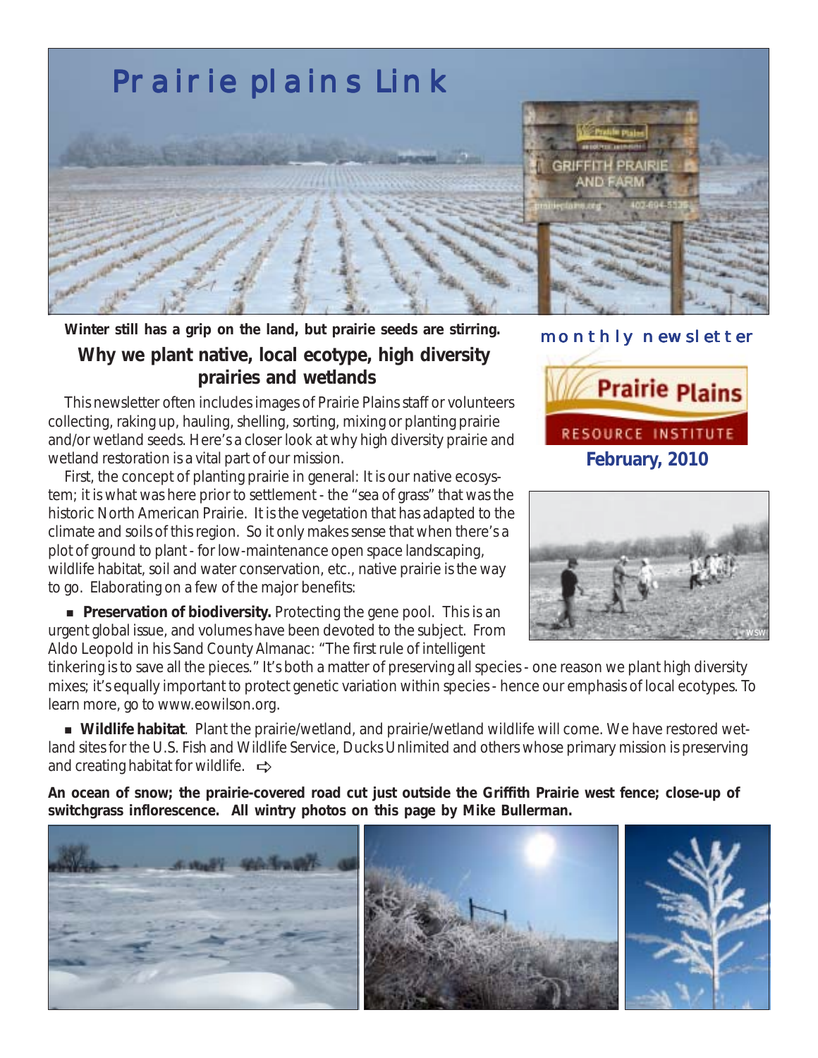# Prairie plains Link

Winter still has a grip on the land, but prairie seeds are stirring.

monthly newsletter

Prairie Plains RESOURCE INSTITUTE

**February, 2010**

## Why we plant native, local ecotype, high diversity prairies and wetlands

This newsletter often includes images of Prairie Plains staff or volunteers collecting, raking up, hauling, shelling, sorting, mixing or planting prairie and/or wetland seeds. Here's a closer look at why high diversity prairie and wetland restoration is a vital part of our mission.

First, the concept of planting prairie in general: It is our native ecosystem; it is what was here prior to settlement - the "sea of grass" that was the historic North American Prairie. It is the vegetation that has adapted to the climate and soils of this region. So it only makes sense that when there's a plot of ground to plant - for low-maintenance open space landscaping, wildlife habitat, soil and water conservation, etc., native prairie is the way to go. Elaborating on a few of the major benefits:

- **Preservation of biodiversity.** Protecting the gene pool. This is an urgent global issue, and volumes have been devoted to the subject. From Aldo Leopold in his Sand County Almanac: "The first rule of intelligent tinkering is to save all the pieces." It's both a matter of preserving all species - one reason we plant high diversity mixes; it's equally important to protect genetic variation within species - hence our emphasis of local ecotypes. To learn more, go to www.eowilson.org.

- **Wildlife habitat**. Plant the prairie/wetland, and prairie/wetland wildlife will come. We have restored wetland sites for the U.S. Fish and Wildlife Service, Ducks Unlimited and others whose primary mission is preserving and creating habitat for wildlife. ⇨

**An ocean of snow; the prairie-covered road cut just outside the Griffith Prairie west fence; close-up of switchgrass inflorescence. All wintry photos on this page by Mike Bullerman.**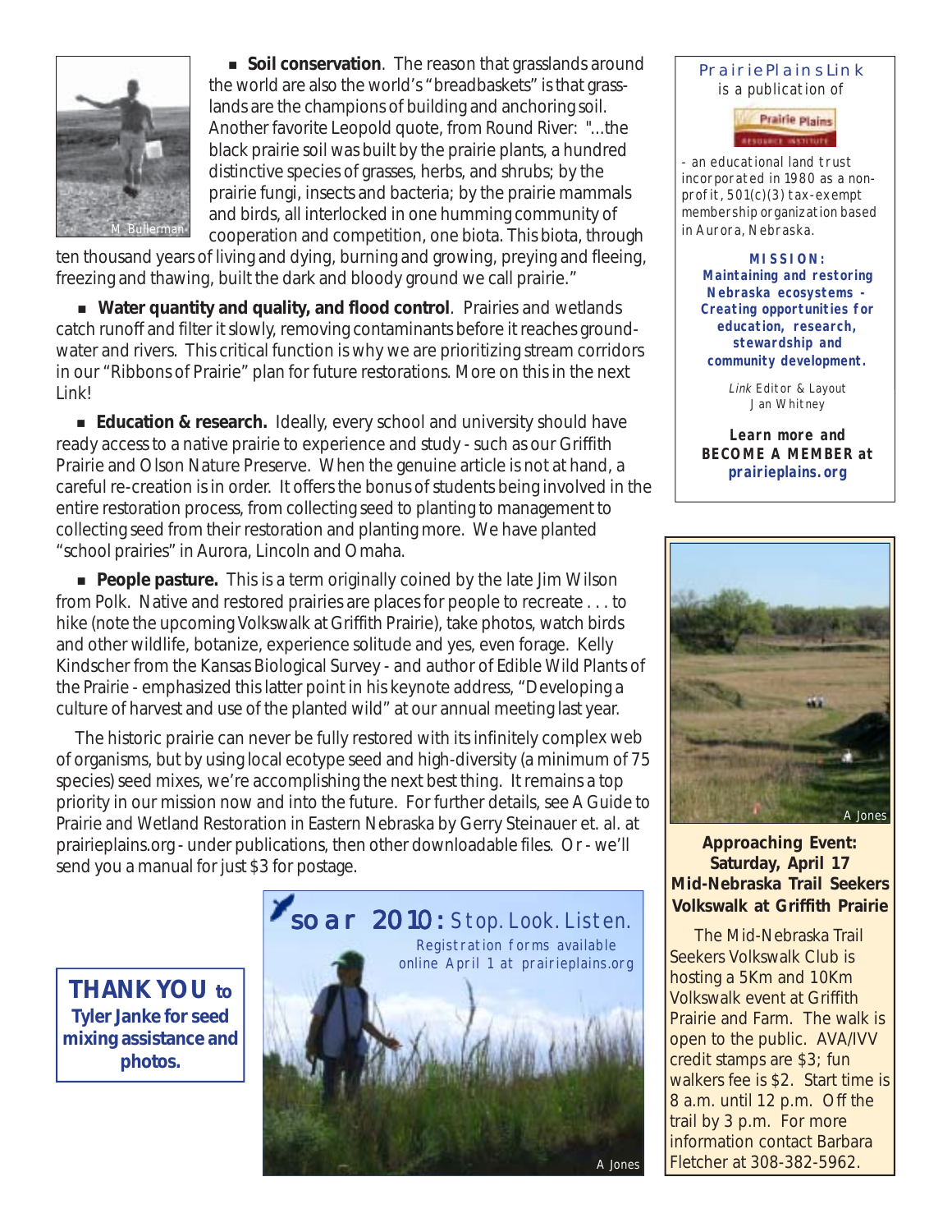- **Soil conservation**. The reason that grasslands around the world are also the world's "breadbaskets" is that grasslands are the champions of building and anchoring soil. Another favorite Leopold quote, from Round River: "...the black prairie soil was built by the prairie plants, a hundred distinctive species of grasses, herbs, and shrubs; by the prairie fungi, insects and bacteria; by the prairie mammals and birds, all interlocked in one humming community of cooperation and competition, one biota. This biota, through ten thousand years of living and dying, burning and growing, preying and fleeing, freezing and thawing, built the dark and bloody ground we call prairie."

M Bullerman

- **Water quantity and quality, and flood control**. Prairies and wetlands catch runoff and filter it slowly, removing contaminants before it reaches groundwater and rivers. This critical function is why we are prioritizing stream corridors in our "Ribbons of Prairie" plan for future restorations. More on this in the next Link!

- **Education & research.** Ideally, every school and university should have ready access to a native prairie to experience and study - such as our Griffith Prairie and Olson Nature Preserve. When the genuine article is not at hand, a careful re-creation is in order. It offers the bonus of students being involved in the entire restoration process, from collecting seed to planting to management to collecting seed from their restoration and planting more. We have planted "school prairies" in Aurora, Lincoln and Omaha.

- **People pasture.** This is a term originally coined by the late Jim Wilson from Polk. Native and restored prairies are places for people to recreate . . . to hike (note the upcoming Volkswalk at Griffith Prairie), take photos, watch birds and other wildlife, botanize, experience solitude and yes, even forage. Kelly Kindscher from the Kansas Biological Survey - and author of Edible Wild Plants of the Prairie - emphasized this latter point in his keynote address, "Developing a culture of harvest and use of the planted wild" at our annual meeting last year.

The historic prairie can never be fully restored with its infinitely complex web of organisms, but by using local ecotype seed and high-diversity (a minimum of 75 species) seed mixes, we're accomplishing the next best thing. It remains a top priority in our mission now and into the future. For further details, see A Guide to Prairie and Wetland Restoration in Eastern Nebraska by Gerry Steinauer et. al. at prairieplains.org - under publications, then other downloadable files. Or - we'll send you a manual for just $3 for postage.

**THANK YOU to Tyler Janke for seed mixing assistance and photos.**

**soar 2010:** Stop. Look. Listen.
Registration forms available online April 1 at prairieplains.org

A Jones

---

Prairie Plains Link
is a publication of

Prairie Plains Resource Institute

- an educational land trust incorporated in 1980 as a non-profit, 501(c)(3) tax-exempt membership organization based in Aurora, Nebraska.

**MISSION:**
**Maintaining and restoring Nebraska ecosystems - Creating opportunities for education, research, stewardship and community development.**

*Link* Editor & Layout
Jan Whitney

**Learn more and BECOME A MEMBER at prairieplains.org**

A Jones

**Approaching Event: Saturday, April 17**
**Mid-Nebraska Trail Seekers Volkswalk at Griffith Prairie**

The Mid-Nebraska Trail Seekers Volkswalk Club is hosting a 5Km and 10Km Volkswalk event at Griffith Prairie and Farm. The walk is open to the public. AVA/IVV credit stamps are $3; fun walkers fee is $2. Start time is 8 a.m. until 12 p.m. Off the trail by 3 p.m. For more information contact Barbara Fletcher at 308-382-5962.